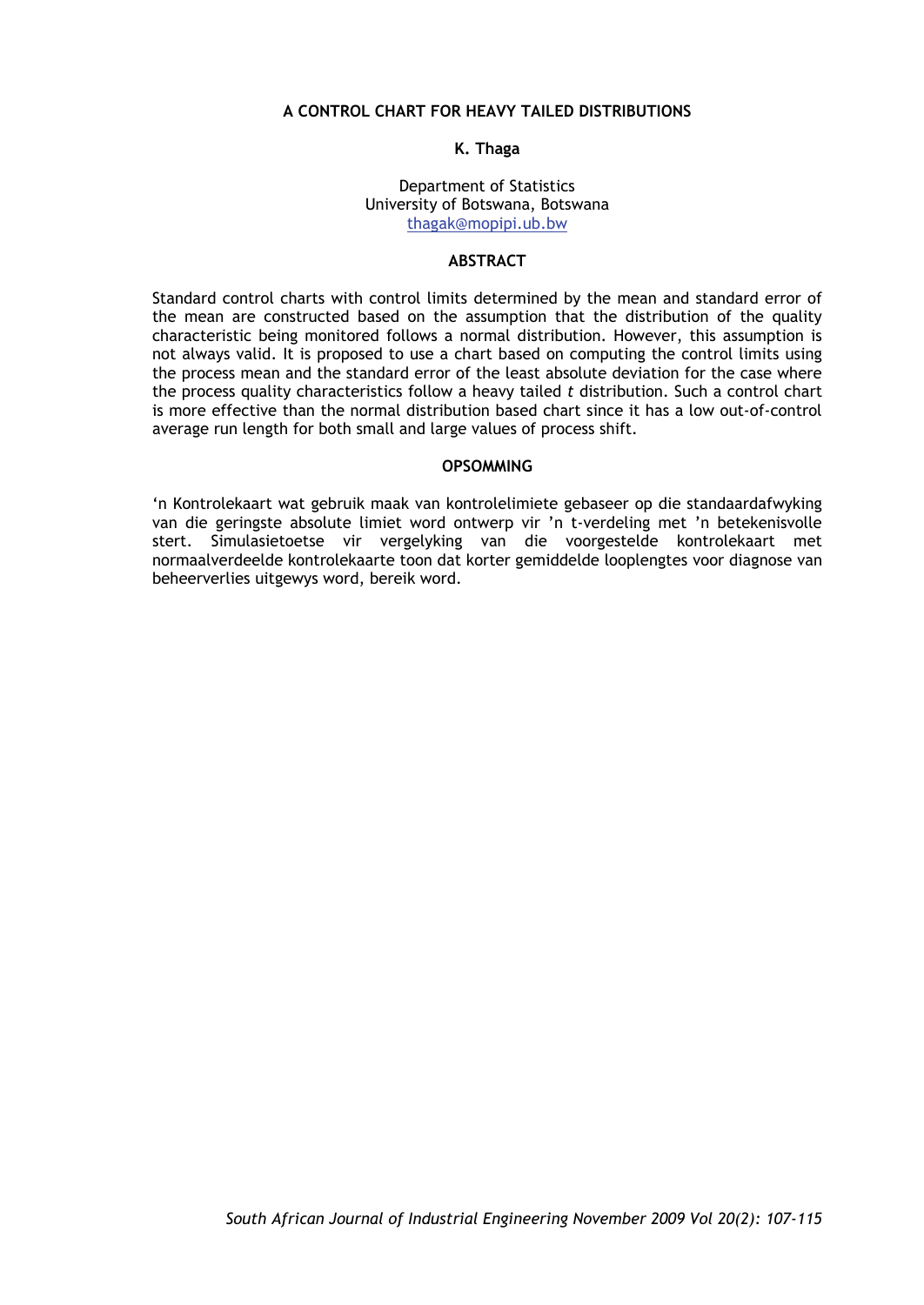# A CONTROL CHART FOR HEAVY TAILED DISTRIBUTIONS

**K. Thaga**

Department of Statistics
University of Botswana, Botswana
thagak@mopipi.ub.bw

## ABSTRACT

Standard control charts with control limits determined by the mean and standard error of the mean are constructed based on the assumption that the distribution of the quality characteristic being monitored follows a normal distribution. However, this assumption is not always valid. It is proposed to use a chart based on computing the control limits using the process mean and the standard error of the least absolute deviation for the case where the process quality characteristics follow a heavy tailed *t* distribution. Such a control chart is more effective than the normal distribution based chart since it has a low out-of-control average run length for both small and large values of process shift.

## OPSOMMING

'n Kontrolekaart wat gebruik maak van kontrolelimiete gebaseer op die standaardafwyking van die geringste absolute limiet word ontwerp vir 'n t-verdeling met 'n betekenisvolle stert. Simulasietoetse vir vergelyking van die voorgestelde kontrolekaart met normaalverdeelde kontrolekaarte toon dat korter gemiddelde looplengtes voor diagnose van beheerverlies uitgewys word, bereik word.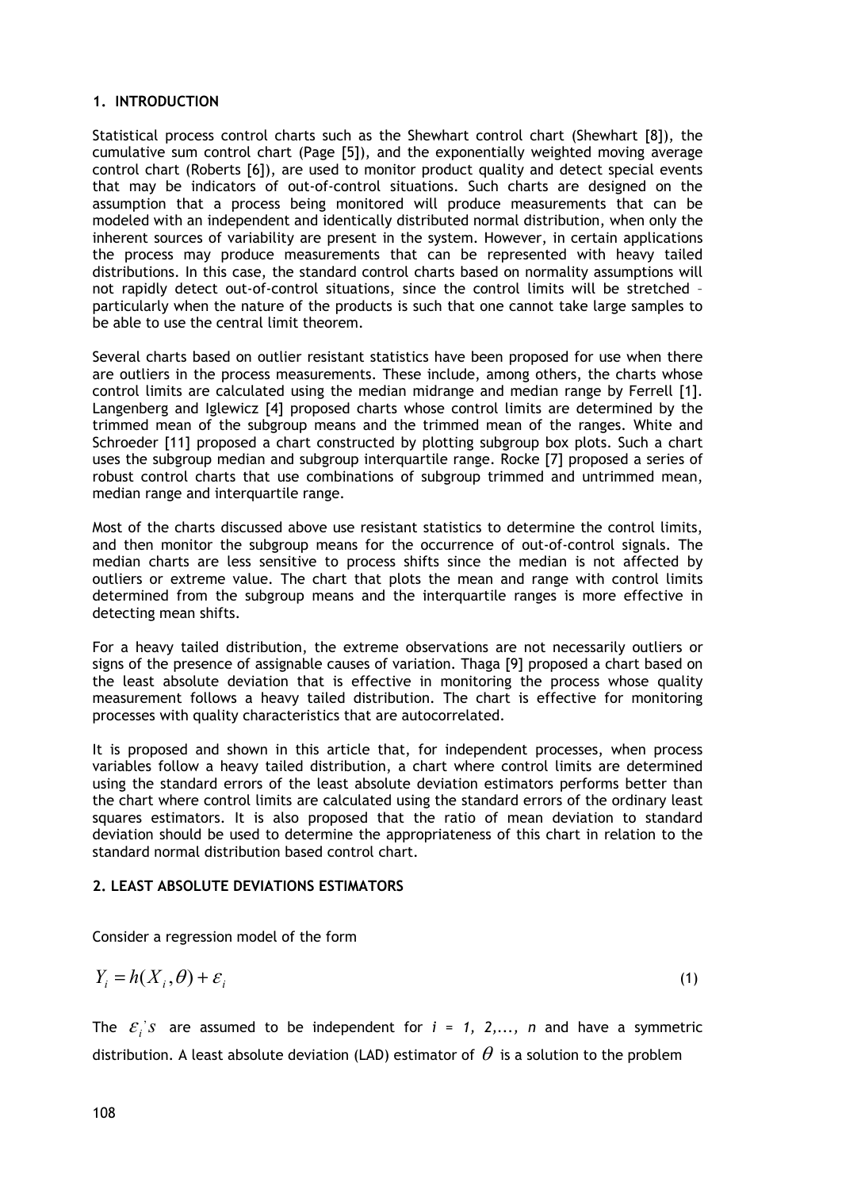## 1. INTRODUCTION

Statistical process control charts such as the Shewhart control chart (Shewhart [8]), the cumulative sum control chart (Page [5]), and the exponentially weighted moving average control chart (Roberts [6]), are used to monitor product quality and detect special events that may be indicators of out-of-control situations. Such charts are designed on the assumption that a process being monitored will produce measurements that can be modeled with an independent and identically distributed normal distribution, when only the inherent sources of variability are present in the system. However, in certain applications the process may produce measurements that can be represented with heavy tailed distributions. In this case, the standard control charts based on normality assumptions will not rapidly detect out-of-control situations, since the control limits will be stretched – particularly when the nature of the products is such that one cannot take large samples to be able to use the central limit theorem.

Several charts based on outlier resistant statistics have been proposed for use when there are outliers in the process measurements. These include, among others, the charts whose control limits are calculated using the median midrange and median range by Ferrell [1]. Langenberg and Iglewicz [4] proposed charts whose control limits are determined by the trimmed mean of the subgroup means and the trimmed mean of the ranges. White and Schroeder [11] proposed a chart constructed by plotting subgroup box plots. Such a chart uses the subgroup median and subgroup interquartile range. Rocke [7] proposed a series of robust control charts that use combinations of subgroup trimmed and untrimmed mean, median range and interquartile range.

Most of the charts discussed above use resistant statistics to determine the control limits, and then monitor the subgroup means for the occurrence of out-of-control signals. The median charts are less sensitive to process shifts since the median is not affected by outliers or extreme value. The chart that plots the mean and range with control limits determined from the subgroup means and the interquartile ranges is more effective in detecting mean shifts.

For a heavy tailed distribution, the extreme observations are not necessarily outliers or signs of the presence of assignable causes of variation. Thaga [9] proposed a chart based on the least absolute deviation that is effective in monitoring the process whose quality measurement follows a heavy tailed distribution. The chart is effective for monitoring processes with quality characteristics that are autocorrelated.

It is proposed and shown in this article that, for independent processes, when process variables follow a heavy tailed distribution, a chart where control limits are determined using the standard errors of the least absolute deviation estimators performs better than the chart where control limits are calculated using the standard errors of the ordinary least squares estimators. It is also proposed that the ratio of mean deviation to standard deviation should be used to determine the appropriateness of this chart in relation to the standard normal distribution based control chart.

## 2. LEAST ABSOLUTE DEVIATIONS ESTIMATORS

Consider a regression model of the form

$$Y_i = h(X_i, \theta) + \varepsilon_i \tag{1}$$

The $\varepsilon_i$'s are assumed to be independent for $i = 1, 2, \ldots, n$ and have a symmetric distribution. A least absolute deviation (LAD) estimator of $\theta$ is a solution to the problem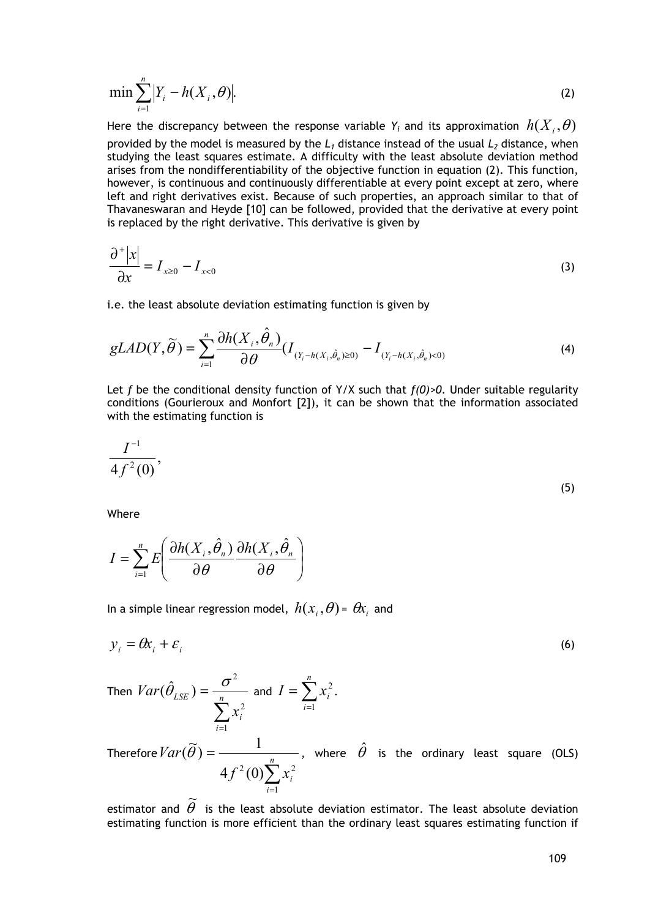$$\min \sum_{i=1}^{n} \left| Y_i - h(X_i, \theta) \right|. \tag{2}$$

Here the discrepancy between the response variable $Y_i$ and its approximation $h(X_i, \theta)$ provided by the model is measured by the $L_1$ distance instead of the usual $L_2$ distance, when studying the least squares estimate. A difficulty with the least absolute deviation method arises from the nondifferentiability of the objective function in equation (2). This function, however, is continuous and continuously differentiable at every point except at zero, where left and right derivatives exist. Because of such properties, an approach similar to that of Thavaneswaran and Heyde [10] can be followed, provided that the derivative at every point is replaced by the right derivative. This derivative is given by

$$\frac{\partial^{+} |x|}{\partial x} = I_{x \geq 0} - I_{x < 0} \tag{3}$$

i.e. the least absolute deviation estimating function is given by

$$gLAD(Y, \widetilde{\theta}) = \sum_{i=1}^{n} \frac{\partial h(X_i, \hat{\theta}_n)}{\partial \theta} (I_{(Y_i - h(X_i, \hat{\theta}_n) \geq 0)} - I_{(Y_i - h(X_i, \hat{\theta}_n) < 0)} \tag{4}$$

Let $f$ be the conditional density function of Y/X such that $f(0)>0$. Under suitable regularity conditions (Gourieroux and Monfort [2]), it can be shown that the information associated with the estimating function is

$$\frac{I^{-1}}{4 f^2(0)}, \tag{5}$$

Where

$$I = \sum_{i=1}^{n} E\left( \frac{\partial h(X_i, \hat{\theta}_n)}{\partial \theta} \frac{\partial h(X_i, \hat{\theta}_n}{\partial \theta} \right)$$

In a simple linear regression model, $h(x_i, \theta) = \theta x_i$ and

$$y_i = \theta x_i + \varepsilon_i \tag{6}$$

Then $Var(\hat{\theta}_{LSE}) = \dfrac{\sigma^2}{\sum_{i=1}^{n} x_i^2}$ and $I = \sum_{i=1}^{n} x_i^2$.

Therefore $Var(\widetilde{\theta}) = \dfrac{1}{4 f^2(0) \sum_{i=1}^{n} x_i^2}$, where $\hat{\theta}$ is the ordinary least square (OLS) estimator and $\widetilde{\theta}$ is the least absolute deviation estimator. The least absolute deviation estimating function is more efficient than the ordinary least squares estimating function if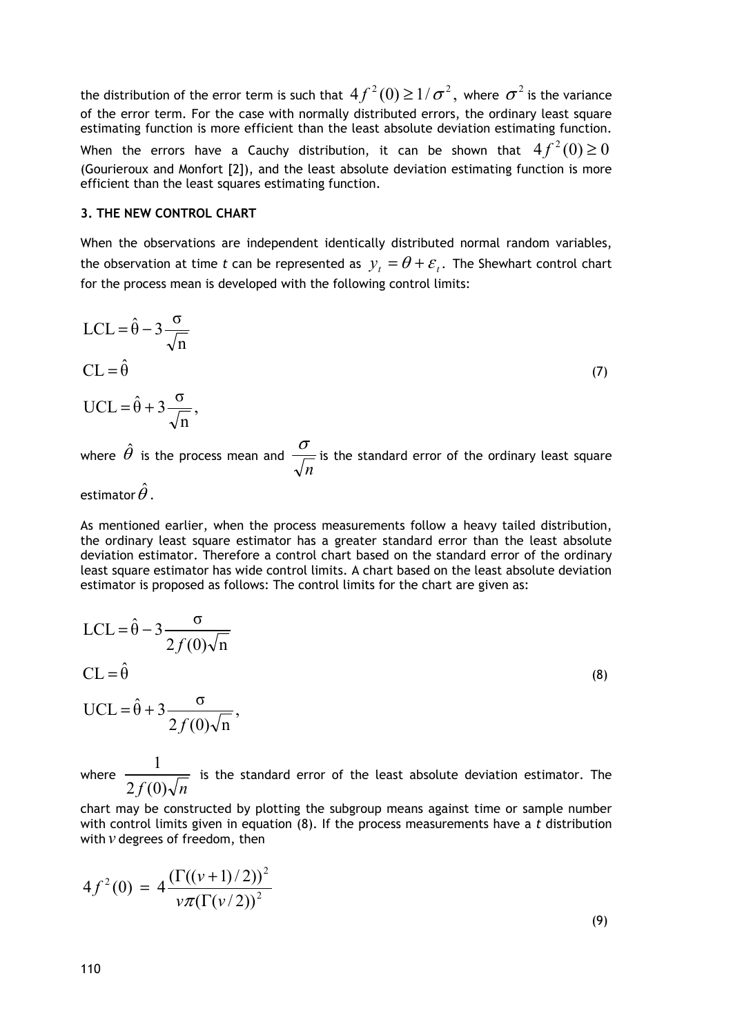the distribution of the error term is such that $4f^2(0) \geq 1/\sigma^2$, where $\sigma^2$ is the variance of the error term. For the case with normally distributed errors, the ordinary least square estimating function is more efficient than the least absolute deviation estimating function. When the errors have a Cauchy distribution, it can be shown that $4f^2(0) \geq 0$ (Gourieroux and Monfort [2]), and the least absolute deviation estimating function is more efficient than the least squares estimating function.

### 3. THE NEW CONTROL CHART

When the observations are independent identically distributed normal random variables, the observation at time *t* can be represented as $y_t = \theta + \varepsilon_t$. The Shewhart control chart for the process mean is developed with the following control limits:

$$
\begin{aligned}
\mathrm{LCL} &= \hat{\theta} - 3\frac{\sigma}{\sqrt{n}} \\
\mathrm{CL} &= \hat{\theta} \\
\mathrm{UCL} &= \hat{\theta} + 3\frac{\sigma}{\sqrt{n}},
\end{aligned}
\tag{7}
$$

where $\hat{\theta}$ is the process mean and $\frac{\sigma}{\sqrt{n}}$ is the standard error of the ordinary least square estimator $\hat{\theta}$.

As mentioned earlier, when the process measurements follow a heavy tailed distribution, the ordinary least square estimator has a greater standard error than the least absolute deviation estimator. Therefore a control chart based on the standard error of the ordinary least square estimator has wide control limits. A chart based on the least absolute deviation estimator is proposed as follows: The control limits for the chart are given as:

$$
\begin{aligned}
\mathrm{LCL} &= \hat{\theta} - 3\frac{\sigma}{2f(0)\sqrt{n}} \\
\mathrm{CL} &= \hat{\theta} \\
\mathrm{UCL} &= \hat{\theta} + 3\frac{\sigma}{2f(0)\sqrt{n}},
\end{aligned}
\tag{8}
$$

where $\frac{1}{2f(0)\sqrt{n}}$ is the standard error of the least absolute deviation estimator. The chart may be constructed by plotting the subgroup means against time or sample number with control limits given in equation (8). If the process measurements have a *t* distribution with $v$ degrees of freedom, then

$$
4f^2(0) = 4\frac{(\Gamma((v+1)/2))^2}{v\pi(\Gamma(v/2))^2}
\tag{9}
$$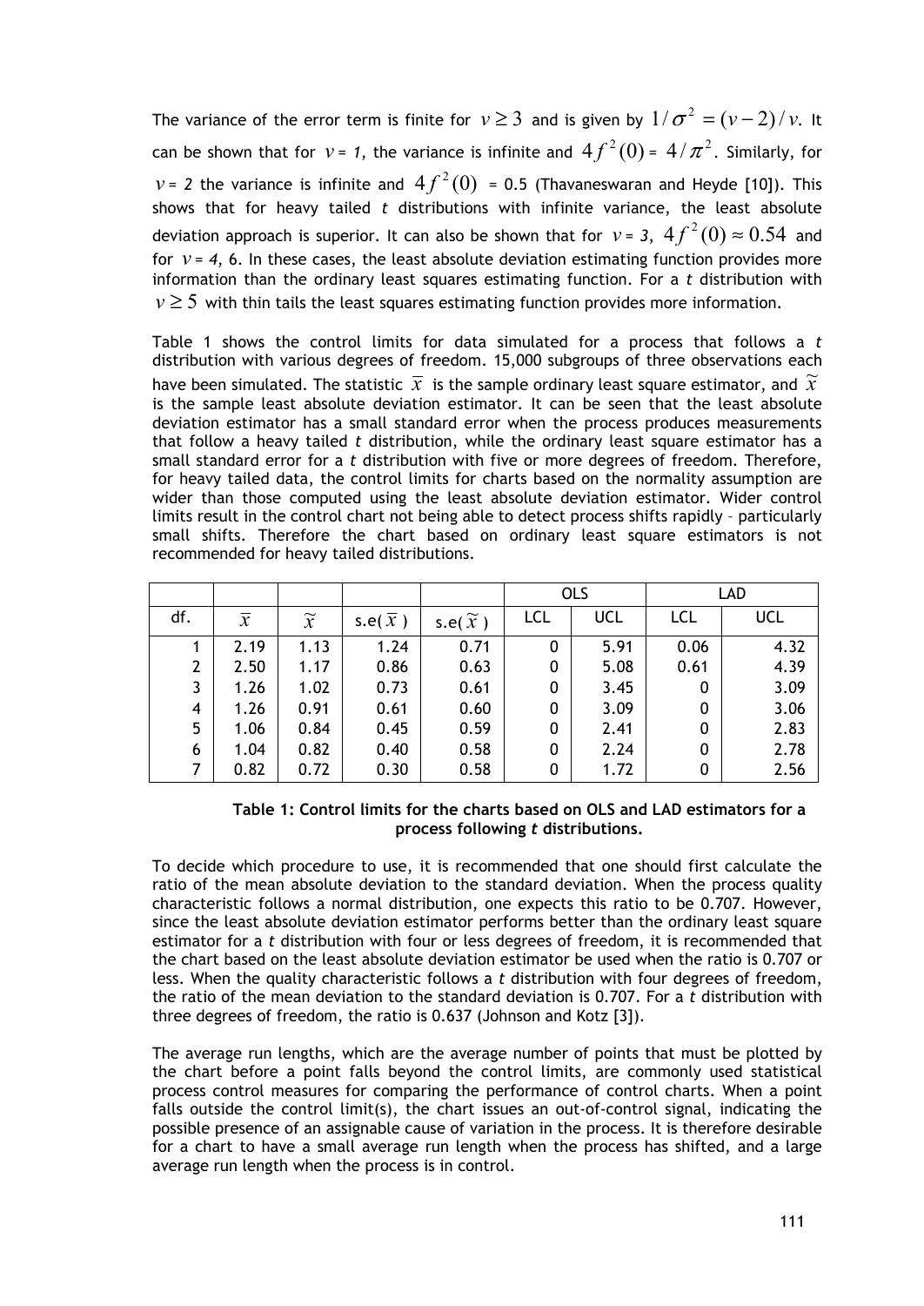The variance of the error term is finite for $\nu \geq 3$ and is given by $1/\sigma^2 = (\nu-2)/\nu$. It can be shown that for $\nu$ = *1*, the variance is infinite and $4f^2(0) = 4/\pi^2$. Similarly, for $\nu$ = *2* the variance is infinite and $4f^2(0)$ = 0.5 (Thavaneswaran and Heyde [10]). This shows that for heavy tailed *t* distributions with infinite variance, the least absolute deviation approach is superior. It can also be shown that for $\nu$ = *3*, $4f^2(0) \approx 0.54$ and for $\nu$ = *4*, 6. In these cases, the least absolute deviation estimating function provides more information than the ordinary least squares estimating function. For a *t* distribution with $\nu \geq 5$ with thin tails the least squares estimating function provides more information.

Table 1 shows the control limits for data simulated for a process that follows a *t* distribution with various degrees of freedom. 15,000 subgroups of three observations each have been simulated. The statistic $\bar{x}$ is the sample ordinary least square estimator, and $\tilde{x}$ is the sample least absolute deviation estimator. It can be seen that the least absolute deviation estimator has a small standard error when the process produces measurements that follow a heavy tailed *t* distribution, while the ordinary least square estimator has a small standard error for a *t* distribution with five or more degrees of freedom. Therefore, for heavy tailed data, the control limits for charts based on the normality assumption are wider than those computed using the least absolute deviation estimator. Wider control limits result in the control chart not being able to detect process shifts rapidly – particularly small shifts. Therefore the chart based on ordinary least square estimators is not recommended for heavy tailed distributions.

| | | | | | OLS | | LAD | |
|---|---|---|---|---|---|---|---|---|
| df. | $\bar{x}$ | $\tilde{x}$ | s.e($\bar{x}$) | s.e($\tilde{x}$) | LCL | UCL | LCL | UCL |
| 1 | 2.19 | 1.13 | 1.24 | 0.71 | 0 | 5.91 | 0.06 | 4.32 |
| 2 | 2.50 | 1.17 | 0.86 | 0.63 | 0 | 5.08 | 0.61 | 4.39 |
| 3 | 1.26 | 1.02 | 0.73 | 0.61 | 0 | 3.45 | 0 | 3.09 |
| 4 | 1.26 | 0.91 | 0.61 | 0.60 | 0 | 3.09 | 0 | 3.06 |
| 5 | 1.06 | 0.84 | 0.45 | 0.59 | 0 | 2.41 | 0 | 2.83 |
| 6 | 1.04 | 0.82 | 0.40 | 0.58 | 0 | 2.24 | 0 | 2.78 |
| 7 | 0.82 | 0.72 | 0.30 | 0.58 | 0 | 1.72 | 0 | 2.56 |

**Table 1: Control limits for the charts based on OLS and LAD estimators for a process following *t* distributions.**

To decide which procedure to use, it is recommended that one should first calculate the ratio of the mean absolute deviation to the standard deviation. When the process quality characteristic follows a normal distribution, one expects this ratio to be 0.707. However, since the least absolute deviation estimator performs better than the ordinary least square estimator for a *t* distribution with four or less degrees of freedom, it is recommended that the chart based on the least absolute deviation estimator be used when the ratio is 0.707 or less. When the quality characteristic follows a *t* distribution with four degrees of freedom, the ratio of the mean deviation to the standard deviation is 0.707. For a *t* distribution with three degrees of freedom, the ratio is 0.637 (Johnson and Kotz [3]).

The average run lengths, which are the average number of points that must be plotted by the chart before a point falls beyond the control limits, are commonly used statistical process control measures for comparing the performance of control charts. When a point falls outside the control limit(s), the chart issues an out-of-control signal, indicating the possible presence of an assignable cause of variation in the process. It is therefore desirable for a chart to have a small average run length when the process has shifted, and a large average run length when the process is in control.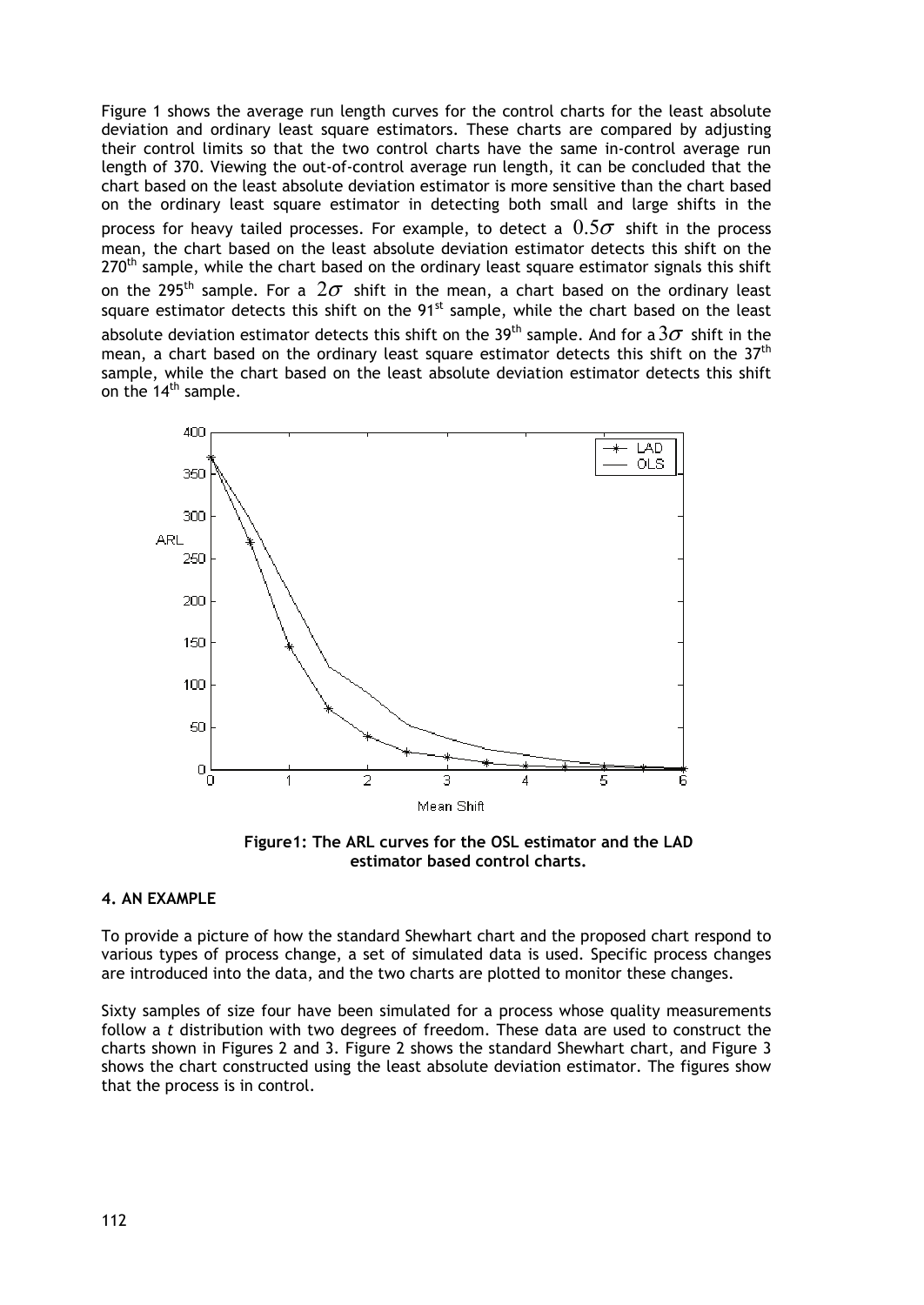Figure 1 shows the average run length curves for the control charts for the least absolute deviation and ordinary least square estimators. These charts are compared by adjusting their control limits so that the two control charts have the same in-control average run length of 370. Viewing the out-of-control average run length, it can be concluded that the chart based on the least absolute deviation estimator is more sensitive than the chart based on the ordinary least square estimator in detecting both small and large shifts in the process for heavy tailed processes. For example, to detect a $0.5\sigma$ shift in the process mean, the chart based on the least absolute deviation estimator detects this shift on the 270th sample, while the chart based on the ordinary least square estimator signals this shift on the 295th sample. For a $2\sigma$ shift in the mean, a chart based on the ordinary least square estimator detects this shift on the 91st sample, while the chart based on the least absolute deviation estimator detects this shift on the 39th sample. And for a $3\sigma$ shift in the mean, a chart based on the ordinary least square estimator detects this shift on the 37th sample, while the chart based on the least absolute deviation estimator detects this shift on the 14th sample.

**Figure1: The ARL curves for the OSL estimator and the LAD estimator based control charts.**

#### 4. AN EXAMPLE

To provide a picture of how the standard Shewhart chart and the proposed chart respond to various types of process change, a set of simulated data is used. Specific process changes are introduced into the data, and the two charts are plotted to monitor these changes.

Sixty samples of size four have been simulated for a process whose quality measurements follow a *t* distribution with two degrees of freedom. These data are used to construct the charts shown in Figures 2 and 3. Figure 2 shows the standard Shewhart chart, and Figure 3 shows the chart constructed using the least absolute deviation estimator. The figures show that the process is in control.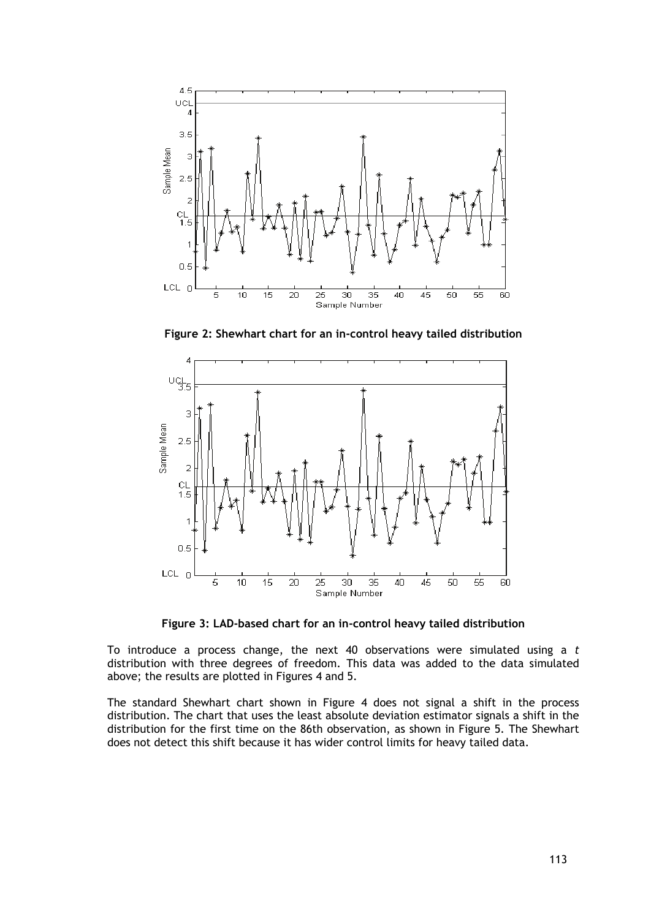**Figure 2: Shewhart chart for an in-control heavy tailed distribution**

**Figure 3: LAD-based chart for an in-control heavy tailed distribution**

To introduce a process change, the next 40 observations were simulated using a *t* distribution with three degrees of freedom. This data was added to the data simulated above; the results are plotted in Figures 4 and 5.

The standard Shewhart chart shown in Figure 4 does not signal a shift in the process distribution. The chart that uses the least absolute deviation estimator signals a shift in the distribution for the first time on the 86th observation, as shown in Figure 5. The Shewhart does not detect this shift because it has wider control limits for heavy tailed data.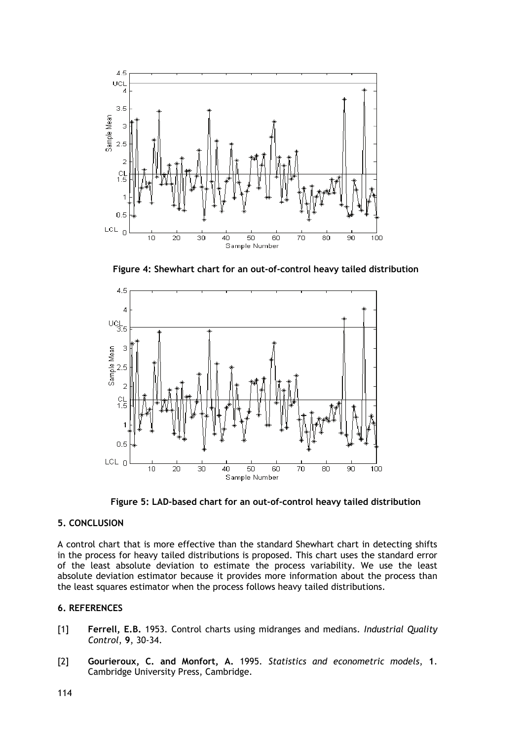**Figure 4: Shewhart chart for an out-of-control heavy tailed distribution**

**Figure 5: LAD-based chart for an out-of-control heavy tailed distribution**

## 5. CONCLUSION

A control chart that is more effective than the standard Shewhart chart in detecting shifts in the process for heavy tailed distributions is proposed. This chart uses the standard error of the least absolute deviation to estimate the process variability. We use the least absolute deviation estimator because it provides more information about the process than the least squares estimator when the process follows heavy tailed distributions.

## 6. REFERENCES

[1] **Ferrell, E.B.** 1953. Control charts using midranges and medians. *Industrial Quality Control*, **9**, 30-34.

[2] **Gourieroux, C. and Monfort, A.** 1995. *Statistics and econometric models*, **1**. Cambridge University Press, Cambridge.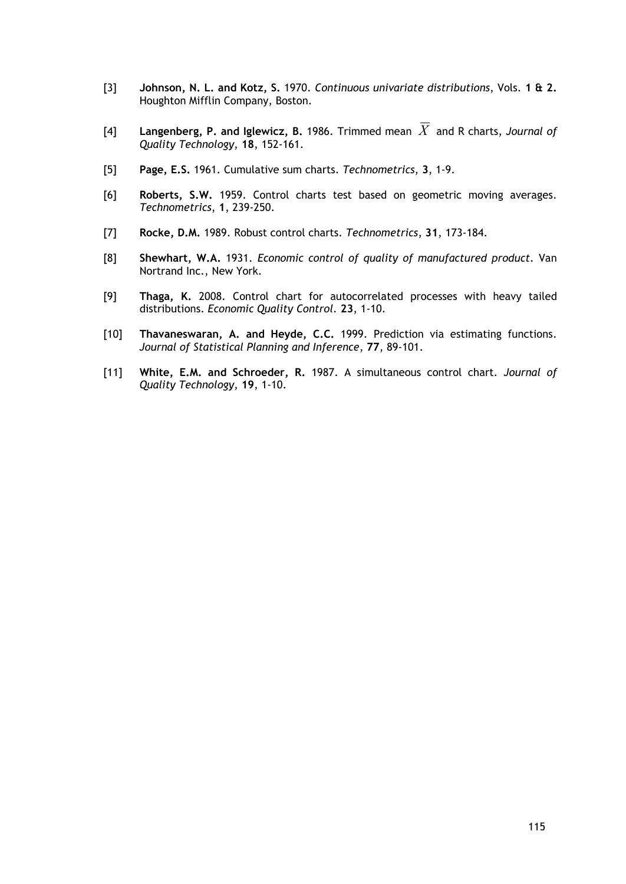[3] **Johnson, N. L. and Kotz, S.** 1970. *Continuous univariate distributions*, Vols. **1 & 2.** Houghton Mifflin Company, Boston.

[4] **Langenberg, P. and Iglewicz, B.** 1986. Trimmed mean $\overline{X}$ and R charts, *Journal of Quality Technology*, **18**, 152-161.

[5] **Page, E.S.** 1961. Cumulative sum charts. *Technometrics*, **3**, 1-9.

[6] **Roberts, S.W.** 1959. Control charts test based on geometric moving averages. *Technometrics*, **1**, 239-250.

[7] **Rocke, D.M.** 1989. Robust control charts. *Technometrics*, **31**, 173-184.

[8] **Shewhart, W.A.** 1931. *Economic control of quality of manufactured product*. Van Nortrand Inc., New York.

[9] **Thaga, K.** 2008. Control chart for autocorrelated processes with heavy tailed distributions. *Economic Quality Control*. **23**, 1-10.

[10] **Thavaneswaran, A. and Heyde, C.C.** 1999. Prediction via estimating functions. *Journal of Statistical Planning and Inference*, **77**, 89-101.

[11] **White, E.M. and Schroeder, R.** 1987. A simultaneous control chart. *Journal of Quality Technology*, **19**, 1-10.